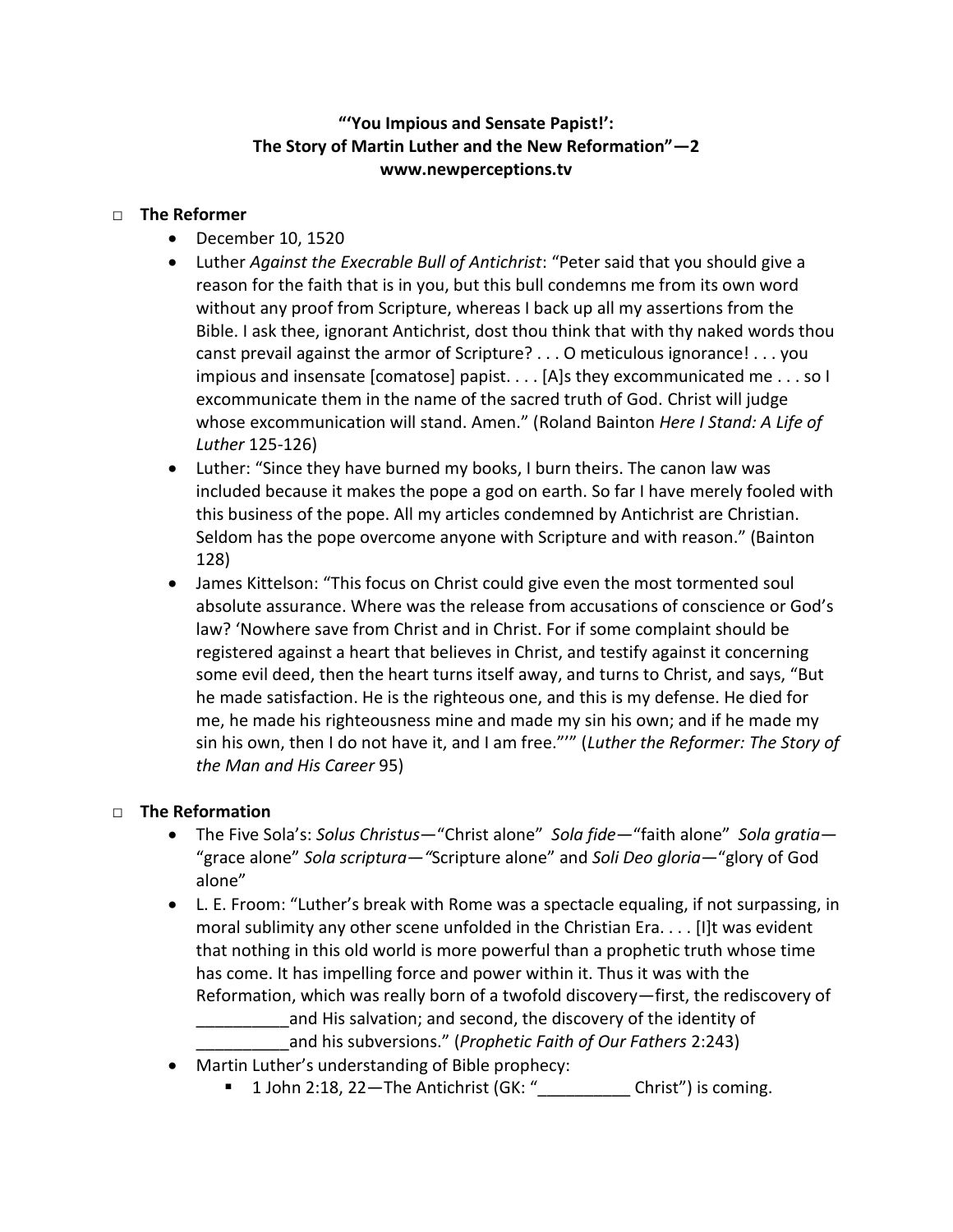**"'You Impious and Sensate Papist!':**
**The Story of Martin Luther and the New Reformation"—2**
**www.newperceptions.tv**

- **The Reformer**
  - December 10, 1520
  - Luther *Against the Execrable Bull of Antichrist*: "Peter said that you should give a reason for the faith that is in you, but this bull condemns me from its own word without any proof from Scripture, whereas I back up all my assertions from the Bible. I ask thee, ignorant Antichrist, dost thou think that with thy naked words thou canst prevail against the armor of Scripture? . . . O meticulous ignorance! . . . you impious and insensate [comatose] papist. . . . [A]s they excommunicated me . . . so I excommunicate them in the name of the sacred truth of God. Christ will judge whose excommunication will stand. Amen." (Roland Bainton *Here I Stand: A Life of Luther* 125-126)
  - Luther: "Since they have burned my books, I burn theirs. The canon law was included because it makes the pope a god on earth. So far I have merely fooled with this business of the pope. All my articles condemned by Antichrist are Christian. Seldom has the pope overcome anyone with Scripture and with reason." (Bainton 128)
  - James Kittelson: "This focus on Christ could give even the most tormented soul absolute assurance. Where was the release from accusations of conscience or God's law? 'Nowhere save from Christ and in Christ. For if some complaint should be registered against a heart that believes in Christ, and testify against it concerning some evil deed, then the heart turns itself away, and turns to Christ, and says, "But he made satisfaction. He is the righteous one, and this is my defense. He died for me, he made his righteousness mine and made my sin his own; and if he made my sin his own, then I do not have it, and I am free."'" (*Luther the Reformer: The Story of the Man and His Career* 95)

- **The Reformation**
  - The Five Sola's: *Solus Christus*—"Christ alone" *Sola fide*—"faith alone" *Sola gratia*—"grace alone" *Sola scriptura*—"Scripture alone" and *Soli Deo gloria*—"glory of God alone"
  - L. E. Froom: "Luther's break with Rome was a spectacle equaling, if not surpassing, in moral sublimity any other scene unfolded in the Christian Era. . . . [I]t was evident that nothing in this old world is more powerful than a prophetic truth whose time has come. It has impelling force and power within it. Thus it was with the Reformation, which was really born of a twofold discovery—first, the rediscovery of __________and His salvation; and second, the discovery of the identity of __________and his subversions." (*Prophetic Faith of Our Fathers* 2:243)
  - Martin Luther's understanding of Bible prophecy:
    - 1 John 2:18, 22—The Antichrist (GK: "__________ Christ") is coming.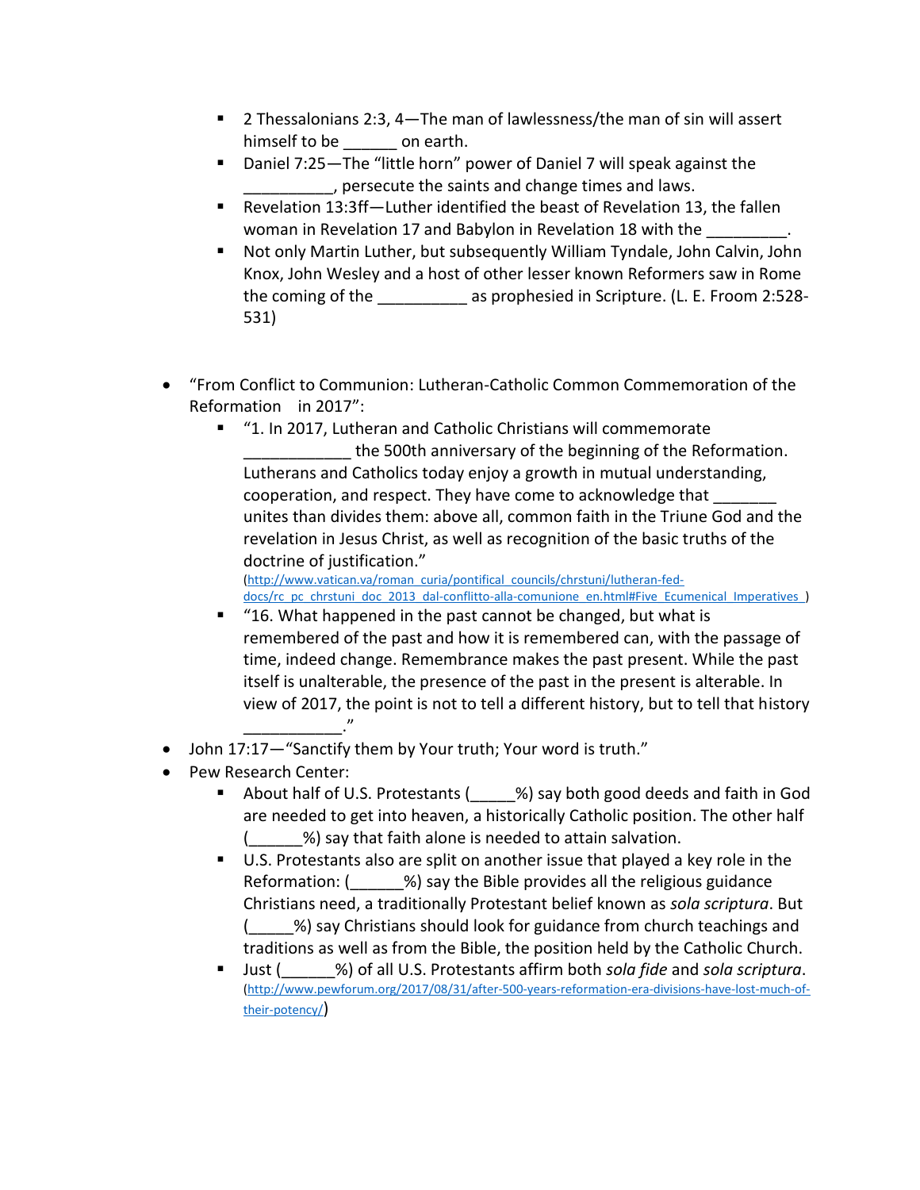- 2 Thessalonians 2:3, 4—The man of lawlessness/the man of sin will assert himself to be ______ on earth.
- Daniel 7:25—The "little horn" power of Daniel 7 will speak against the __________, persecute the saints and change times and laws.
- Revelation 13:3ff—Luther identified the beast of Revelation 13, the fallen woman in Revelation 17 and Babylon in Revelation 18 with the _________.
- Not only Martin Luther, but subsequently William Tyndale, John Calvin, John Knox, John Wesley and a host of other lesser known Reformers saw in Rome the coming of the __________ as prophesied in Scripture. (L. E. Froom 2:528-531)

- "From Conflict to Communion: Lutheran-Catholic Common Commemoration of the Reformation in 2017":
  - "1. In 2017, Lutheran and Catholic Christians will commemorate ____________ the 500th anniversary of the beginning of the Reformation. Lutherans and Catholics today enjoy a growth in mutual understanding, cooperation, and respect. They have come to acknowledge that _______ unites than divides them: above all, common faith in the Triune God and the revelation in Jesus Christ, as well as recognition of the basic truths of the doctrine of justification."
    (http://www.vatican.va/roman_curia/pontifical_councils/chrstuni/lutheran-fed-docs/rc_pc_chrstuni_doc_2013_dal-conflitto-alla-comunione_en.html#Five_Ecumenical_Imperatives_)
  - "16. What happened in the past cannot be changed, but what is remembered of the past and how it is remembered can, with the passage of time, indeed change. Remembrance makes the past present. While the past itself is unalterable, the presence of the past in the present is alterable. In view of 2017, the point is not to tell a different history, but to tell that history ___________."
- John 17:17—"Sanctify them by Your truth; Your word is truth."
- Pew Research Center:
  - About half of U.S. Protestants (_____%) say both good deeds and faith in God are needed to get into heaven, a historically Catholic position. The other half (______%) say that faith alone is needed to attain salvation.
  - U.S. Protestants also are split on another issue that played a key role in the Reformation: (______%) say the Bible provides all the religious guidance Christians need, a traditionally Protestant belief known as *sola scriptura*. But (_____%) say Christians should look for guidance from church teachings and traditions as well as from the Bible, the position held by the Catholic Church.
  - Just (______%) of all U.S. Protestants affirm both *sola fide* and *sola scriptura*.
    (http://www.pewforum.org/2017/08/31/after-500-years-reformation-era-divisions-have-lost-much-of-their-potency/)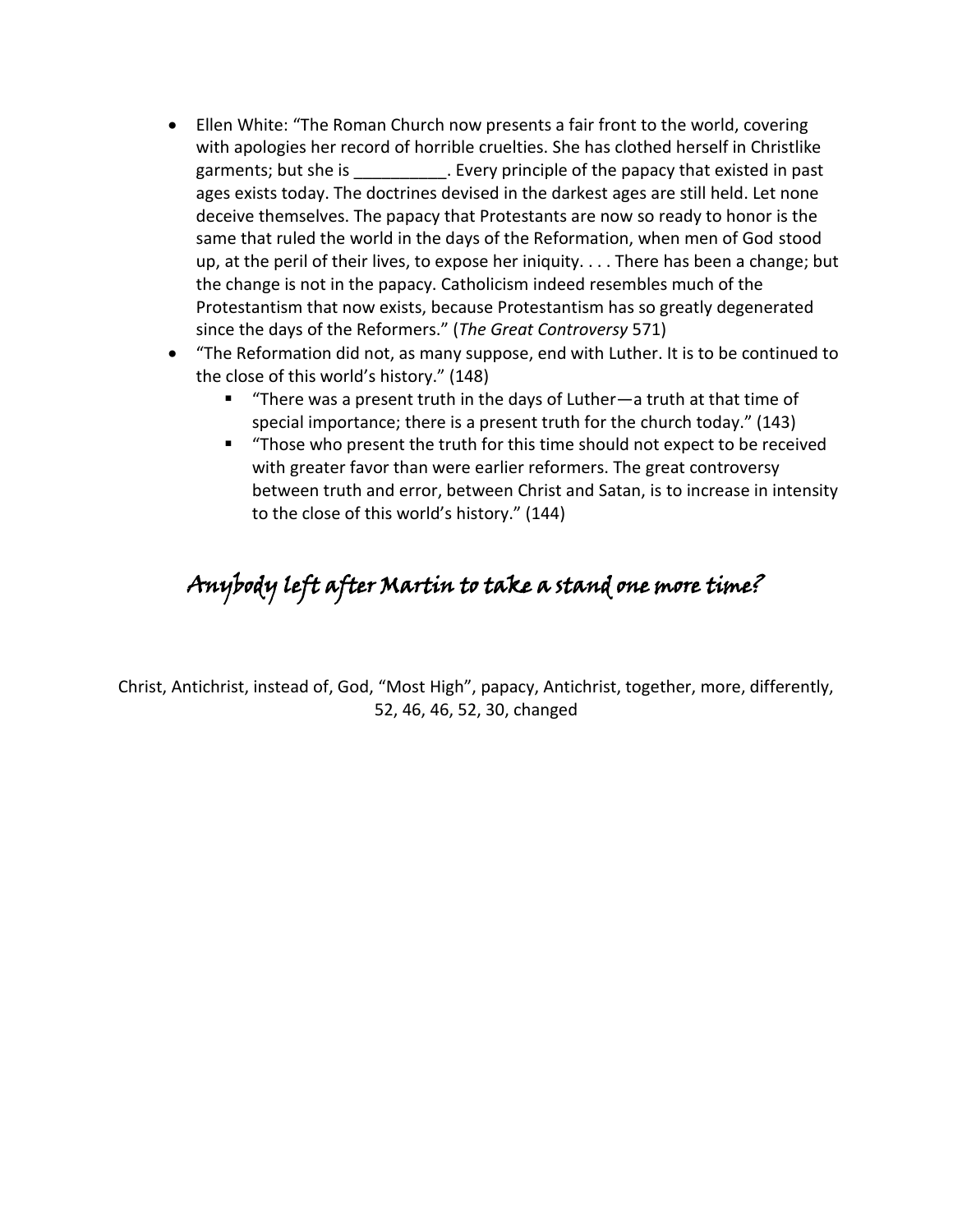- Ellen White: “The Roman Church now presents a fair front to the world, covering with apologies her record of horrible cruelties. She has clothed herself in Christlike garments; but she is __________. Every principle of the papacy that existed in past ages exists today. The doctrines devised in the darkest ages are still held. Let none deceive themselves. The papacy that Protestants are now so ready to honor is the same that ruled the world in the days of the Reformation, when men of God stood up, at the peril of their lives, to expose her iniquity. . . . There has been a change; but the change is not in the papacy. Catholicism indeed resembles much of the Protestantism that now exists, because Protestantism has so greatly degenerated since the days of the Reformers.” (*The Great Controversy* 571)
- “The Reformation did not, as many suppose, end with Luther. It is to be continued to the close of this world’s history.” (148)
  - “There was a present truth in the days of Luther—a truth at that time of special importance; there is a present truth for the church today.” (143)
  - “Those who present the truth for this time should not expect to be received with greater favor than were earlier reformers. The great controversy between truth and error, between Christ and Satan, is to increase in intensity to the close of this world’s history.” (144)

## *Anybody left after Martin to take a stand one more time?*

Christ, Antichrist, instead of, God, “Most High”, papacy, Antichrist, together, more, differently, 52, 46, 46, 52, 30, changed